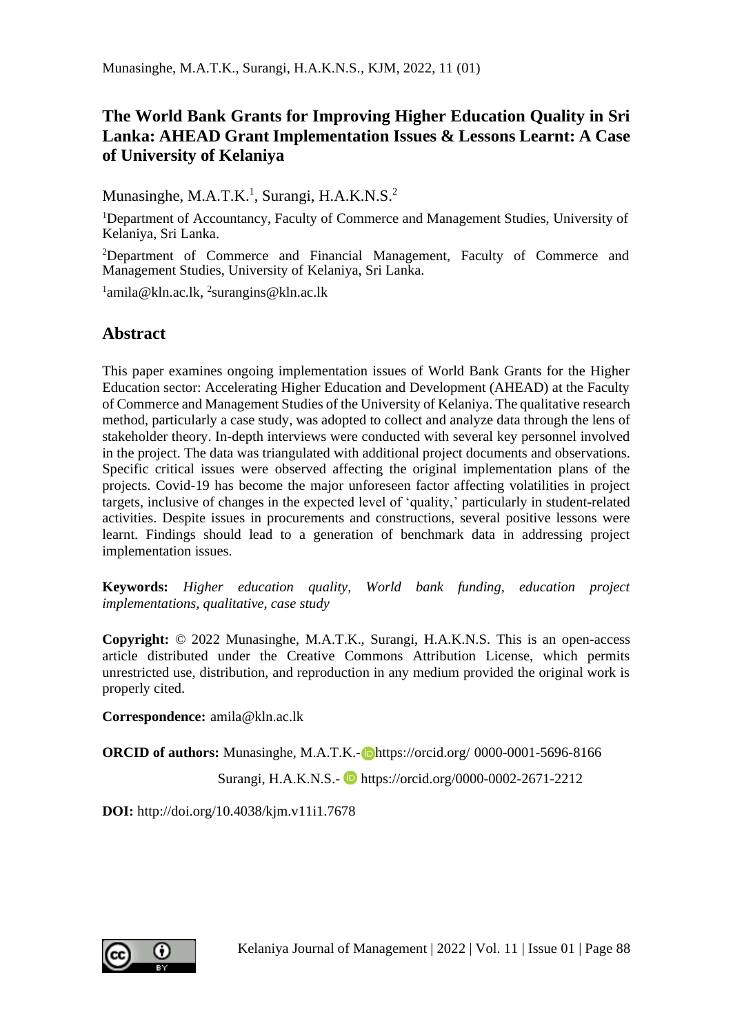# The World Bank Grants for Improving Higher Education Quality in Sri Lanka: AHEAD Grant Implementation Issues & Lessons Learnt: A Case of University of Kelaniya

Munasinghe, M.A.T.K.[1], Surangi, H.A.K.N.S.[2]

[1]Department of Accountancy, Faculty of Commerce and Management Studies, University of Kelaniya, Sri Lanka.

[2]Department of Commerce and Financial Management, Faculty of Commerce and Management Studies, University of Kelaniya, Sri Lanka.

[1]amila@kln.ac.lk, [2]surangins@kln.ac.lk

## Abstract

This paper examines ongoing implementation issues of World Bank Grants for the Higher Education sector: Accelerating Higher Education and Development (AHEAD) at the Faculty of Commerce and Management Studies of the University of Kelaniya. The qualitative research method, particularly a case study, was adopted to collect and analyze data through the lens of stakeholder theory. In-depth interviews were conducted with several key personnel involved in the project. The data was triangulated with additional project documents and observations. Specific critical issues were observed affecting the original implementation plans of the projects. Covid-19 has become the major unforeseen factor affecting volatilities in project targets, inclusive of changes in the expected level of 'quality,' particularly in student-related activities. Despite issues in procurements and constructions, several positive lessons were learnt. Findings should lead to a generation of benchmark data in addressing project implementation issues.

**Keywords:** *Higher education quality, World bank funding, education project implementations, qualitative, case study*

**Copyright:** © 2022 Munasinghe, M.A.T.K., Surangi, H.A.K.N.S. This is an open-access article distributed under the Creative Commons Attribution License, which permits unrestricted use, distribution, and reproduction in any medium provided the original work is properly cited.

**Correspondence:** amila@kln.ac.lk

**ORCID of authors:** Munasinghe, M.A.T.K.- https://orcid.org/ 0000-0001-5696-8166

Surangi, H.A.K.N.S.- https://orcid.org/0000-0002-2671-2212

**DOI:** http://doi.org/10.4038/kjm.v11i1.7678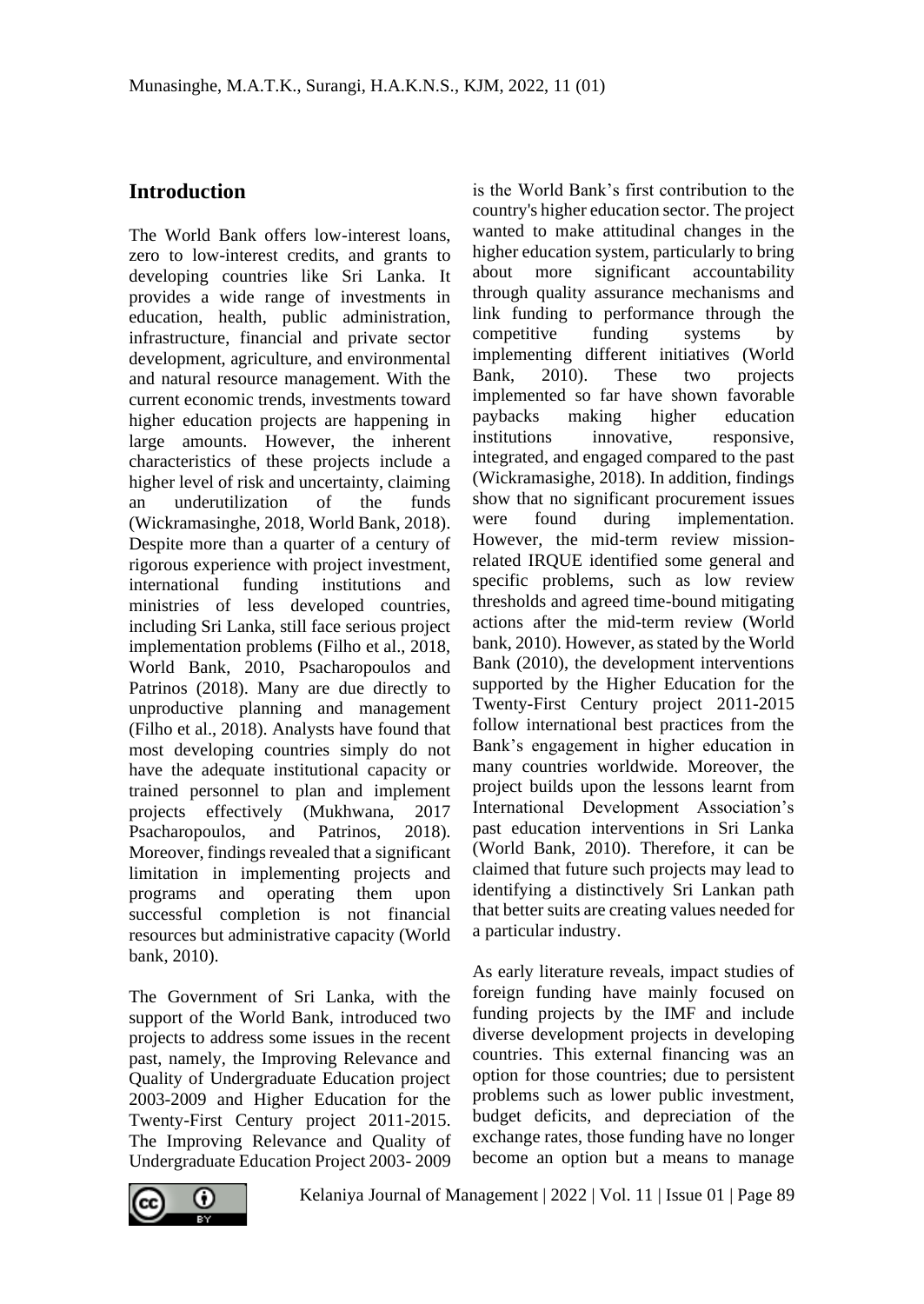## Introduction

The World Bank offers low-interest loans, zero to low-interest credits, and grants to developing countries like Sri Lanka. It provides a wide range of investments in education, health, public administration, infrastructure, financial and private sector development, agriculture, and environmental and natural resource management. With the current economic trends, investments toward higher education projects are happening in large amounts. However, the inherent characteristics of these projects include a higher level of risk and uncertainty, claiming an underutilization of the funds (Wickramasinghe, 2018, World Bank, 2018). Despite more than a quarter of a century of rigorous experience with project investment, international funding institutions and ministries of less developed countries, including Sri Lanka, still face serious project implementation problems (Filho et al., 2018, World Bank, 2010, Psacharopoulos and Patrinos (2018). Many are due directly to unproductive planning and management (Filho et al., 2018). Analysts have found that most developing countries simply do not have the adequate institutional capacity or trained personnel to plan and implement projects effectively (Mukhwana, 2017 Psacharopoulos, and Patrinos, 2018). Moreover, findings revealed that a significant limitation in implementing projects and programs and operating them upon successful completion is not financial resources but administrative capacity (World bank, 2010).

The Government of Sri Lanka, with the support of the World Bank, introduced two projects to address some issues in the recent past, namely, the Improving Relevance and Quality of Undergraduate Education project 2003-2009 and Higher Education for the Twenty-First Century project 2011-2015. The Improving Relevance and Quality of Undergraduate Education Project 2003- 2009 is the World Bank's first contribution to the country's higher education sector. The project wanted to make attitudinal changes in the higher education system, particularly to bring about more significant accountability through quality assurance mechanisms and link funding to performance through the competitive funding systems by implementing different initiatives (World Bank, 2010). These two projects implemented so far have shown favorable paybacks making higher education institutions innovative, responsive, integrated, and engaged compared to the past (Wickramasighe, 2018). In addition, findings show that no significant procurement issues were found during implementation. However, the mid-term review mission-related IRQUE identified some general and specific problems, such as low review thresholds and agreed time-bound mitigating actions after the mid-term review (World bank, 2010). However, as stated by the World Bank (2010), the development interventions supported by the Higher Education for the Twenty-First Century project 2011-2015 follow international best practices from the Bank's engagement in higher education in many countries worldwide. Moreover, the project builds upon the lessons learnt from International Development Association's past education interventions in Sri Lanka (World Bank, 2010). Therefore, it can be claimed that future such projects may lead to identifying a distinctively Sri Lankan path that better suits are creating values needed for a particular industry.

As early literature reveals, impact studies of foreign funding have mainly focused on funding projects by the IMF and include diverse development projects in developing countries. This external financing was an option for those countries; due to persistent problems such as lower public investment, budget deficits, and depreciation of the exchange rates, those funding have no longer become an option but a means to manage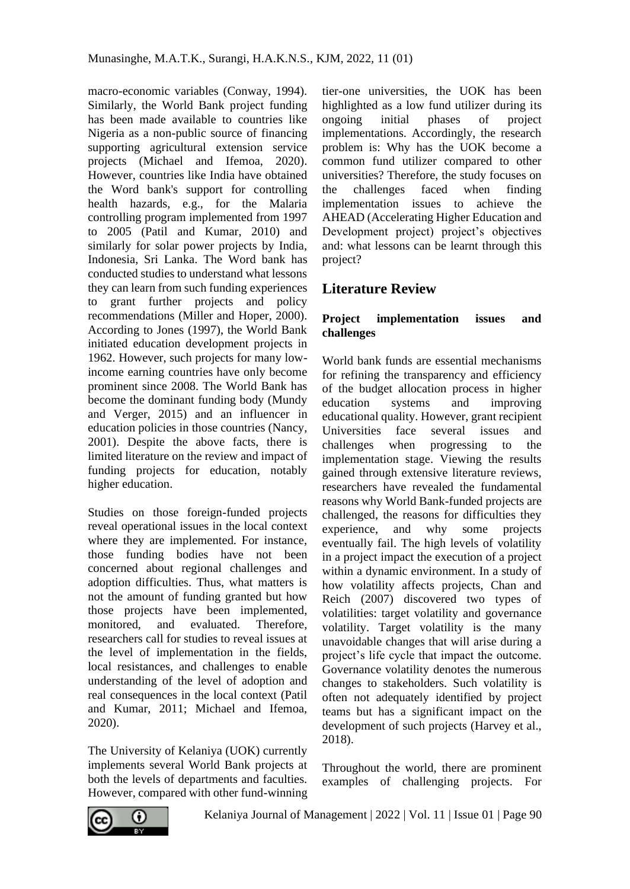macro-economic variables (Conway, 1994). Similarly, the World Bank project funding has been made available to countries like Nigeria as a non-public source of financing supporting agricultural extension service projects (Michael and Ifemoa, 2020). However, countries like India have obtained the Word bank's support for controlling health hazards, e.g., for the Malaria controlling program implemented from 1997 to 2005 (Patil and Kumar, 2010) and similarly for solar power projects by India, Indonesia, Sri Lanka. The Word bank has conducted studies to understand what lessons they can learn from such funding experiences to grant further projects and policy recommendations (Miller and Hoper, 2000). According to Jones (1997), the World Bank initiated education development projects in 1962. However, such projects for many low-income earning countries have only become prominent since 2008. The World Bank has become the dominant funding body (Mundy and Verger, 2015) and an influencer in education policies in those countries (Nancy, 2001). Despite the above facts, there is limited literature on the review and impact of funding projects for education, notably higher education.

Studies on those foreign-funded projects reveal operational issues in the local context where they are implemented. For instance, those funding bodies have not been concerned about regional challenges and adoption difficulties. Thus, what matters is not the amount of funding granted but how those projects have been implemented, monitored, and evaluated. Therefore, researchers call for studies to reveal issues at the level of implementation in the fields, local resistances, and challenges to enable understanding of the level of adoption and real consequences in the local context (Patil and Kumar, 2011; Michael and Ifemoa, 2020).

The University of Kelaniya (UOK) currently implements several World Bank projects at both the levels of departments and faculties. However, compared with other fund-winning tier-one universities, the UOK has been highlighted as a low fund utilizer during its ongoing initial phases of project implementations. Accordingly, the research problem is: Why has the UOK become a common fund utilizer compared to other universities? Therefore, the study focuses on the challenges faced when finding implementation issues to achieve the AHEAD (Accelerating Higher Education and Development project) project's objectives and: what lessons can be learnt through this project?

## Literature Review

### Project implementation issues and challenges

World bank funds are essential mechanisms for refining the transparency and efficiency of the budget allocation process in higher education systems and improving educational quality. However, grant recipient Universities face several issues and challenges when progressing to the implementation stage. Viewing the results gained through extensive literature reviews, researchers have revealed the fundamental reasons why World Bank-funded projects are challenged, the reasons for difficulties they experience, and why some projects eventually fail. The high levels of volatility in a project impact the execution of a project within a dynamic environment. In a study of how volatility affects projects, Chan and Reich (2007) discovered two types of volatilities: target volatility and governance volatility. Target volatility is the many unavoidable changes that will arise during a project's life cycle that impact the outcome. Governance volatility denotes the numerous changes to stakeholders. Such volatility is often not adequately identified by project teams but has a significant impact on the development of such projects (Harvey et al., 2018).

Throughout the world, there are prominent examples of challenging projects. For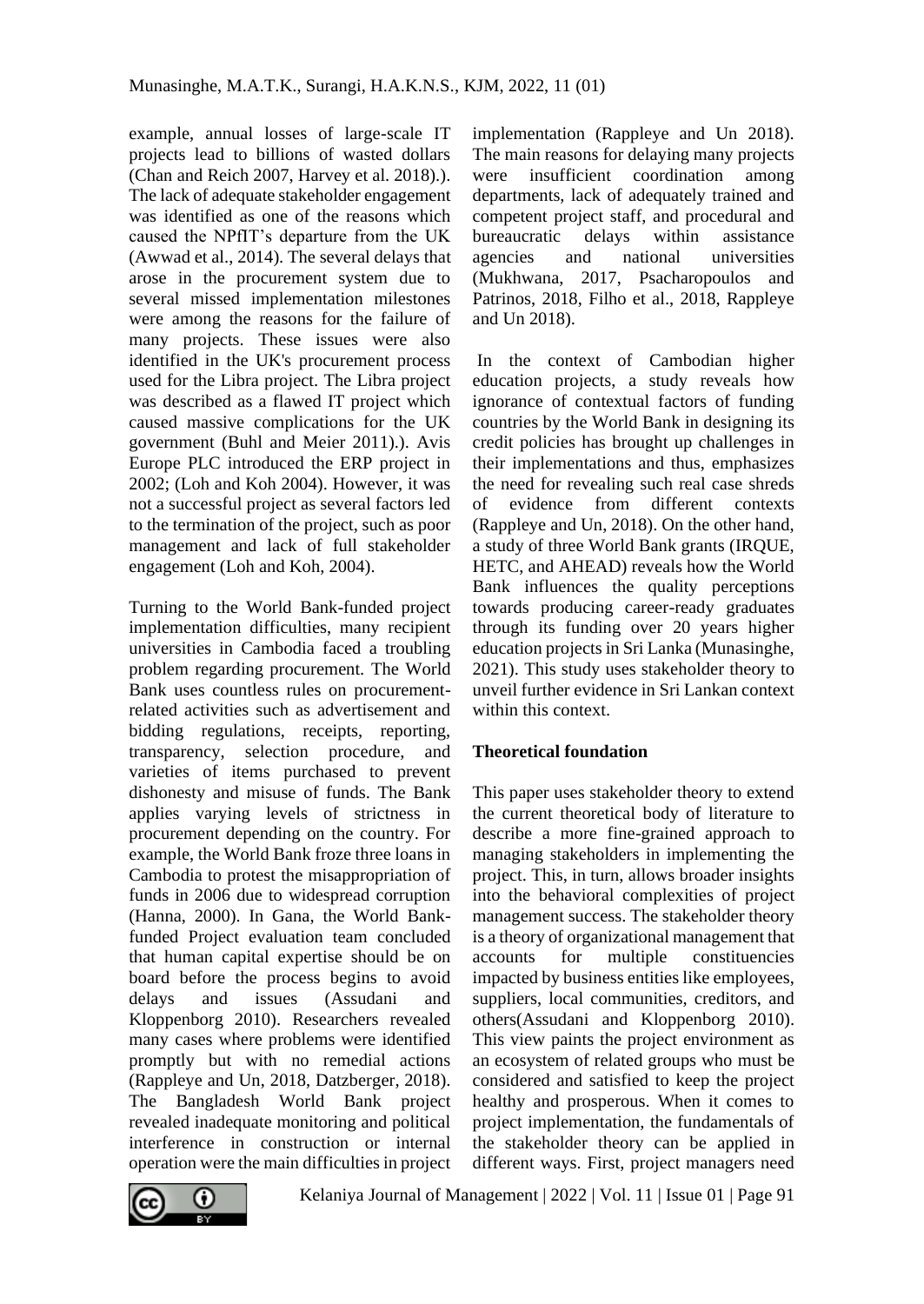example, annual losses of large-scale IT projects lead to billions of wasted dollars (Chan and Reich 2007, Harvey et al. 2018).). The lack of adequate stakeholder engagement was identified as one of the reasons which caused the NPfIT's departure from the UK (Awwad et al., 2014). The several delays that arose in the procurement system due to several missed implementation milestones were among the reasons for the failure of many projects. These issues were also identified in the UK's procurement process used for the Libra project. The Libra project was described as a flawed IT project which caused massive complications for the UK government (Buhl and Meier 2011).). Avis Europe PLC introduced the ERP project in 2002; (Loh and Koh 2004). However, it was not a successful project as several factors led to the termination of the project, such as poor management and lack of full stakeholder engagement (Loh and Koh, 2004).

Turning to the World Bank-funded project implementation difficulties, many recipient universities in Cambodia faced a troubling problem regarding procurement. The World Bank uses countless rules on procurement-related activities such as advertisement and bidding regulations, receipts, reporting, transparency, selection procedure, and varieties of items purchased to prevent dishonesty and misuse of funds. The Bank applies varying levels of strictness in procurement depending on the country. For example, the World Bank froze three loans in Cambodia to protest the misappropriation of funds in 2006 due to widespread corruption (Hanna, 2000). In Gana, the World Bank-funded Project evaluation team concluded that human capital expertise should be on board before the process begins to avoid delays and issues (Assudani and Kloppenborg 2010). Researchers revealed many cases where problems were identified promptly but with no remedial actions (Rappleye and Un, 2018, Datzberger, 2018). The Bangladesh World Bank project revealed inadequate monitoring and political interference in construction or internal operation were the main difficulties in project implementation (Rappleye and Un 2018). The main reasons for delaying many projects were insufficient coordination among departments, lack of adequately trained and competent project staff, and procedural and bureaucratic delays within assistance agencies and national universities (Mukhwana, 2017, Psacharopoulos and Patrinos, 2018, Filho et al., 2018, Rappleye and Un 2018).

In the context of Cambodian higher education projects, a study reveals how ignorance of contextual factors of funding countries by the World Bank in designing its credit policies has brought up challenges in their implementations and thus, emphasizes the need for revealing such real case shreds of evidence from different contexts (Rappleye and Un, 2018). On the other hand, a study of three World Bank grants (IRQUE, HETC, and AHEAD) reveals how the World Bank influences the quality perceptions towards producing career-ready graduates through its funding over 20 years higher education projects in Sri Lanka (Munasinghe, 2021). This study uses stakeholder theory to unveil further evidence in Sri Lankan context within this context.

## Theoretical foundation

This paper uses stakeholder theory to extend the current theoretical body of literature to describe a more fine-grained approach to managing stakeholders in implementing the project. This, in turn, allows broader insights into the behavioral complexities of project management success. The stakeholder theory is a theory of organizational management that accounts for multiple constituencies impacted by business entities like employees, suppliers, local communities, creditors, and others(Assudani and Kloppenborg 2010). This view paints the project environment as an ecosystem of related groups who must be considered and satisfied to keep the project healthy and prosperous. When it comes to project implementation, the fundamentals of the stakeholder theory can be applied in different ways. First, project managers need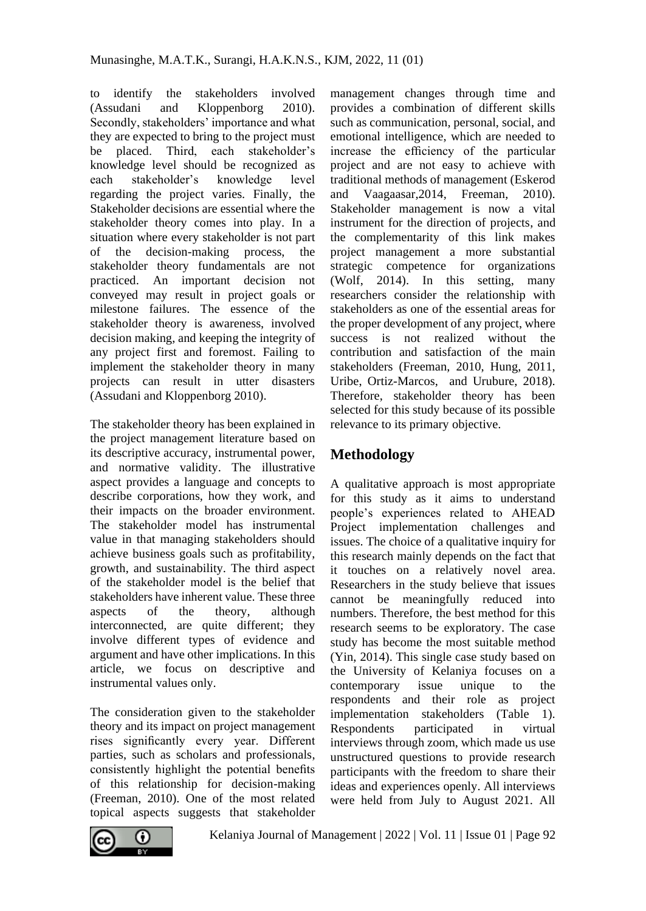to identify the stakeholders involved (Assudani and Kloppenborg 2010). Secondly, stakeholders' importance and what they are expected to bring to the project must be placed. Third, each stakeholder's knowledge level should be recognized as each stakeholder's knowledge level regarding the project varies. Finally, the Stakeholder decisions are essential where the stakeholder theory comes into play. In a situation where every stakeholder is not part of the decision-making process, the stakeholder theory fundamentals are not practiced. An important decision not conveyed may result in project goals or milestone failures. The essence of the stakeholder theory is awareness, involved decision making, and keeping the integrity of any project first and foremost. Failing to implement the stakeholder theory in many projects can result in utter disasters (Assudani and Kloppenborg 2010).

The stakeholder theory has been explained in the project management literature based on its descriptive accuracy, instrumental power, and normative validity. The illustrative aspect provides a language and concepts to describe corporations, how they work, and their impacts on the broader environment. The stakeholder model has instrumental value in that managing stakeholders should achieve business goals such as profitability, growth, and sustainability. The third aspect of the stakeholder model is the belief that stakeholders have inherent value. These three aspects of the theory, although interconnected, are quite different; they involve different types of evidence and argument and have other implications. In this article, we focus on descriptive and instrumental values only.

The consideration given to the stakeholder theory and its impact on project management rises significantly every year. Different parties, such as scholars and professionals, consistently highlight the potential benefits of this relationship for decision-making (Freeman, 2010). One of the most related topical aspects suggests that stakeholder management changes through time and provides a combination of different skills such as communication, personal, social, and emotional intelligence, which are needed to increase the efficiency of the particular project and are not easy to achieve with traditional methods of management (Eskerod and Vaagaasar,2014, Freeman, 2010). Stakeholder management is now a vital instrument for the direction of projects, and the complementarity of this link makes project management a more substantial strategic competence for organizations (Wolf, 2014). In this setting, many researchers consider the relationship with stakeholders as one of the essential areas for the proper development of any project, where success is not realized without the contribution and satisfaction of the main stakeholders (Freeman, 2010, Hung, 2011, Uribe, Ortiz-Marcos, and Urubure, 2018). Therefore, stakeholder theory has been selected for this study because of its possible relevance to its primary objective.

## Methodology

A qualitative approach is most appropriate for this study as it aims to understand people's experiences related to AHEAD Project implementation challenges and issues. The choice of a qualitative inquiry for this research mainly depends on the fact that it touches on a relatively novel area. Researchers in the study believe that issues cannot be meaningfully reduced into numbers. Therefore, the best method for this research seems to be exploratory. The case study has become the most suitable method (Yin, 2014). This single case study based on the University of Kelaniya focuses on a contemporary issue unique to the respondents and their role as project implementation stakeholders (Table 1). Respondents participated in virtual interviews through zoom, which made us use unstructured questions to provide research participants with the freedom to share their ideas and experiences openly. All interviews were held from July to August 2021. All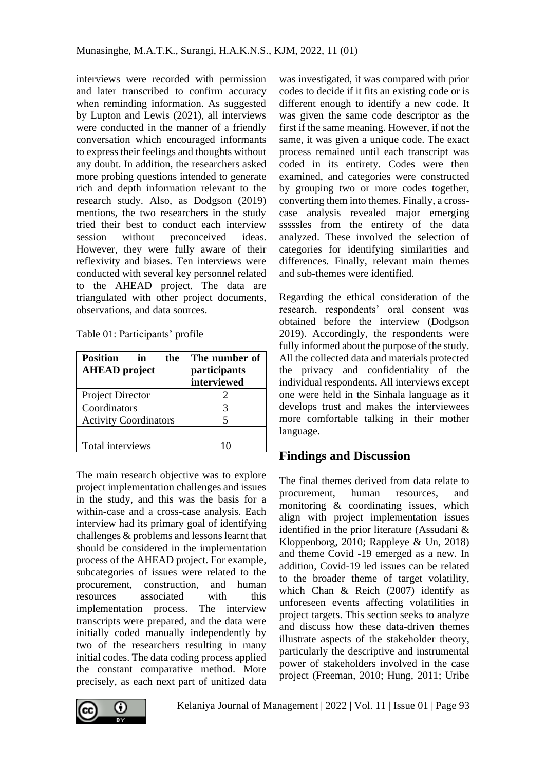interviews were recorded with permission and later transcribed to confirm accuracy when reminding information. As suggested by Lupton and Lewis (2021), all interviews were conducted in the manner of a friendly conversation which encouraged informants to express their feelings and thoughts without any doubt. In addition, the researchers asked more probing questions intended to generate rich and depth information relevant to the research study. Also, as Dodgson (2019) mentions, the two researchers in the study tried their best to conduct each interview session without preconceived ideas. However, they were fully aware of their reflexivity and biases. Ten interviews were conducted with several key personnel related to the AHEAD project. The data are triangulated with other project documents, observations, and data sources.

Table 01: Participants' profile

| Position in the AHEAD project | The number of participants interviewed |
|---|---|
| Project Director | 2 |
| Coordinators | 3 |
| Activity Coordinators | 5 |
| | |
| Total interviews | 10 |

The main research objective was to explore project implementation challenges and issues in the study, and this was the basis for a within-case and a cross-case analysis. Each interview had its primary goal of identifying challenges & problems and lessons learnt that should be considered in the implementation process of the AHEAD project. For example, subcategories of issues were related to the procurement, construction, and human resources associated with this implementation process. The interview transcripts were prepared, and the data were initially coded manually independently by two of the researchers resulting in many initial codes. The data coding process applied the constant comparative method. More precisely, as each next part of unitized data was investigated, it was compared with prior codes to decide if it fits an existing code or is different enough to identify a new code. It was given the same code descriptor as the first if the same meaning. However, if not the same, it was given a unique code. The exact process remained until each transcript was coded in its entirety. Codes were then examined, and categories were constructed by grouping two or more codes together, converting them into themes. Finally, a cross-case analysis revealed major emerging sssssles from the entirety of the data analyzed. These involved the selection of categories for identifying similarities and differences. Finally, relevant main themes and sub-themes were identified.

Regarding the ethical consideration of the research, respondents' oral consent was obtained before the interview (Dodgson 2019). Accordingly, the respondents were fully informed about the purpose of the study. All the collected data and materials protected the privacy and confidentiality of the individual respondents. All interviews except one were held in the Sinhala language as it develops trust and makes the interviewees more comfortable talking in their mother language.

## Findings and Discussion

The final themes derived from data relate to procurement, human resources, and monitoring & coordinating issues, which align with project implementation issues identified in the prior literature (Assudani & Kloppenborg, 2010; Rappleye & Un, 2018) and theme Covid -19 emerged as a new. In addition, Covid-19 led issues can be related to the broader theme of target volatility, which Chan & Reich (2007) identify as unforeseen events affecting volatilities in project targets. This section seeks to analyze and discuss how these data-driven themes illustrate aspects of the stakeholder theory, particularly the descriptive and instrumental power of stakeholders involved in the case project (Freeman, 2010; Hung, 2011; Uribe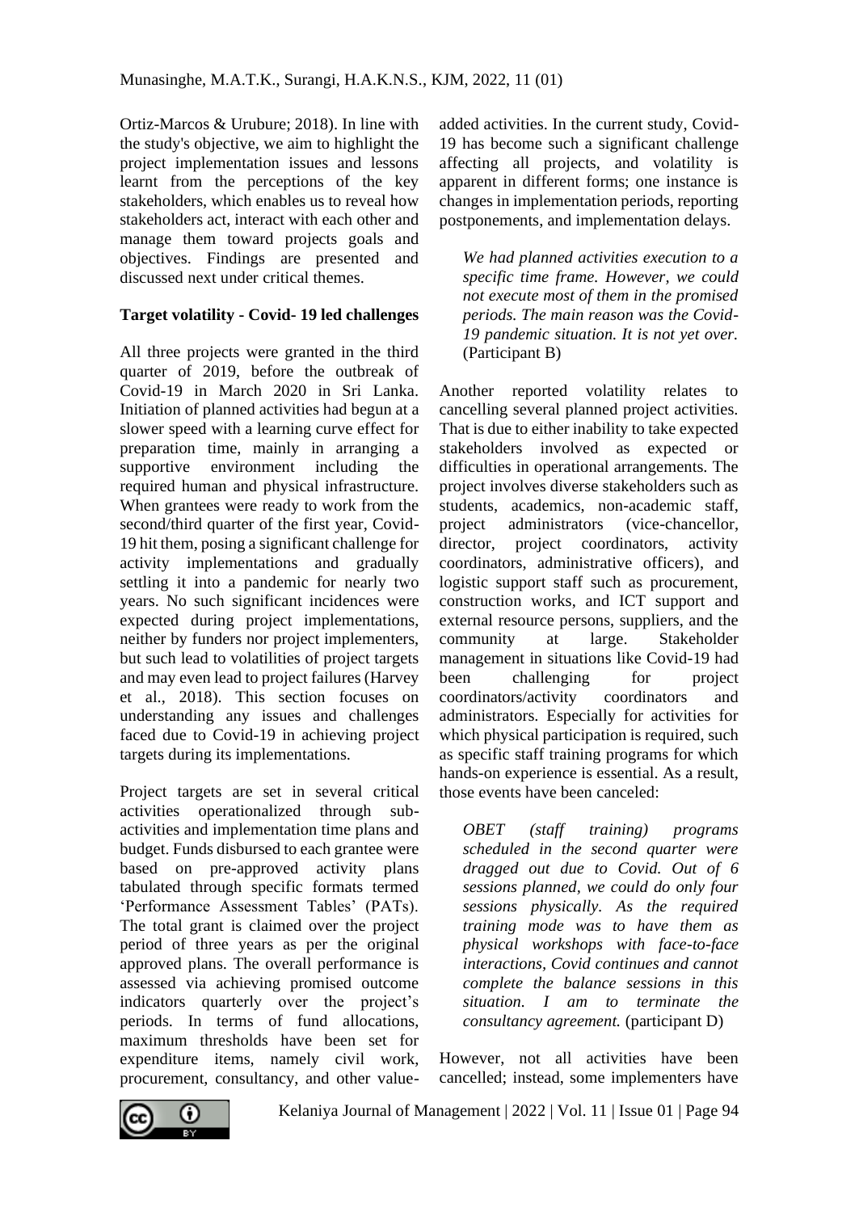Ortiz-Marcos & Urubure; 2018). In line with the study's objective, we aim to highlight the project implementation issues and lessons learnt from the perceptions of the key stakeholders, which enables us to reveal how stakeholders act, interact with each other and manage them toward projects goals and objectives. Findings are presented and discussed next under critical themes.

**Target volatility - Covid- 19 led challenges**

All three projects were granted in the third quarter of 2019, before the outbreak of Covid-19 in March 2020 in Sri Lanka. Initiation of planned activities had begun at a slower speed with a learning curve effect for preparation time, mainly in arranging a supportive environment including the required human and physical infrastructure. When grantees were ready to work from the second/third quarter of the first year, Covid-19 hit them, posing a significant challenge for activity implementations and gradually settling it into a pandemic for nearly two years. No such significant incidences were expected during project implementations, neither by funders nor project implementers, but such lead to volatilities of project targets and may even lead to project failures (Harvey et al., 2018). This section focuses on understanding any issues and challenges faced due to Covid-19 in achieving project targets during its implementations.

Project targets are set in several critical activities operationalized through sub-activities and implementation time plans and budget. Funds disbursed to each grantee were based on pre-approved activity plans tabulated through specific formats termed 'Performance Assessment Tables' (PATs). The total grant is claimed over the project period of three years as per the original approved plans. The overall performance is assessed via achieving promised outcome indicators quarterly over the project's periods. In terms of fund allocations, maximum thresholds have been set for expenditure items, namely civil work, procurement, consultancy, and other value-added activities. In the current study, Covid-19 has become such a significant challenge affecting all projects, and volatility is apparent in different forms; one instance is changes in implementation periods, reporting postponements, and implementation delays.

> *We had planned activities execution to a specific time frame. However, we could not execute most of them in the promised periods. The main reason was the Covid-19 pandemic situation. It is not yet over.* (Participant B)

Another reported volatility relates to cancelling several planned project activities. That is due to either inability to take expected stakeholders involved as expected or difficulties in operational arrangements. The project involves diverse stakeholders such as students, academics, non-academic staff, project administrators (vice-chancellor, director, project coordinators, activity coordinators, administrative officers), and logistic support staff such as procurement, construction works, and ICT support and external resource persons, suppliers, and the community at large. Stakeholder management in situations like Covid-19 had been challenging for project coordinators/activity coordinators and administrators. Especially for activities for which physical participation is required, such as specific staff training programs for which hands-on experience is essential. As a result, those events have been canceled:

> *OBET (staff training) programs scheduled in the second quarter were dragged out due to Covid. Out of 6 sessions planned, we could do only four sessions physically. As the required training mode was to have them as physical workshops with face-to-face interactions, Covid continues and cannot complete the balance sessions in this situation. I am to terminate the consultancy agreement.* (participant D)

However, not all activities have been cancelled; instead, some implementers have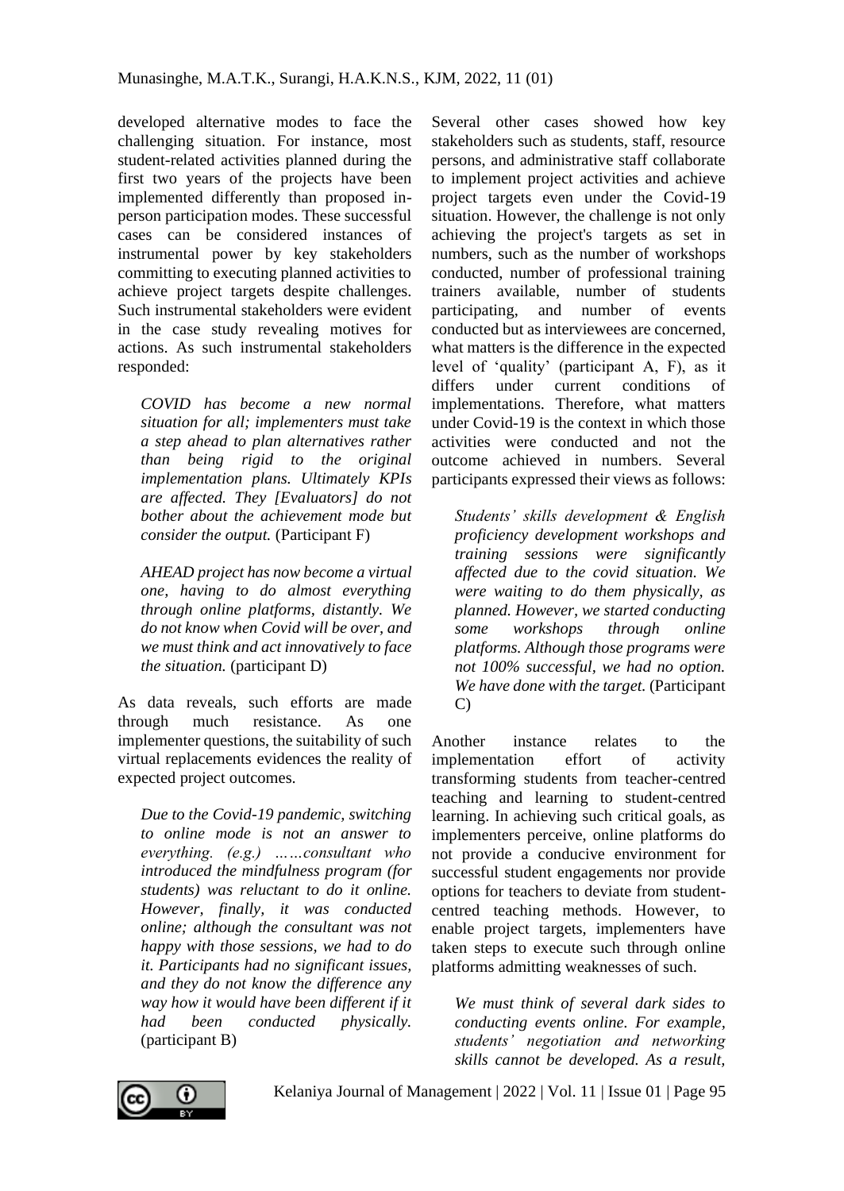developed alternative modes to face the challenging situation. For instance, most student-related activities planned during the first two years of the projects have been implemented differently than proposed in-person participation modes. These successful cases can be considered instances of instrumental power by key stakeholders committing to executing planned activities to achieve project targets despite challenges. Such instrumental stakeholders were evident in the case study revealing motives for actions. As such instrumental stakeholders responded:

> *COVID has become a new normal situation for all; implementers must take a step ahead to plan alternatives rather than being rigid to the original implementation plans. Ultimately KPIs are affected. They [Evaluators] do not bother about the achievement mode but consider the output.* (Participant F)

> *AHEAD project has now become a virtual one, having to do almost everything through online platforms, distantly. We do not know when Covid will be over, and we must think and act innovatively to face the situation.* (participant D)

As data reveals, such efforts are made through much resistance. As one implementer questions, the suitability of such virtual replacements evidences the reality of expected project outcomes.

> *Due to the Covid-19 pandemic, switching to online mode is not an answer to everything. (e.g.) ……consultant who introduced the mindfulness program (for students) was reluctant to do it online. However, finally, it was conducted online; although the consultant was not happy with those sessions, we had to do it. Participants had no significant issues, and they do not know the difference any way how it would have been different if it had been conducted physically.* (participant B)

Several other cases showed how key stakeholders such as students, staff, resource persons, and administrative staff collaborate to implement project activities and achieve project targets even under the Covid-19 situation. However, the challenge is not only achieving the project's targets as set in numbers, such as the number of workshops conducted, number of professional training trainers available, number of students participating, and number of events conducted but as interviewees are concerned, what matters is the difference in the expected level of 'quality' (participant A, F), as it differs under current conditions of implementations. Therefore, what matters under Covid-19 is the context in which those activities were conducted and not the outcome achieved in numbers. Several participants expressed their views as follows:

> *Students' skills development & English proficiency development workshops and training sessions were significantly affected due to the covid situation. We were waiting to do them physically, as planned. However, we started conducting some workshops through online platforms. Although those programs were not 100% successful, we had no option. We have done with the target.* (Participant C)

Another instance relates to the implementation effort of activity transforming students from teacher-centred teaching and learning to student-centred learning. In achieving such critical goals, as implementers perceive, online platforms do not provide a conducive environment for successful student engagements nor provide options for teachers to deviate from student-centred teaching methods. However, to enable project targets, implementers have taken steps to execute such through online platforms admitting weaknesses of such.

> *We must think of several dark sides to conducting events online. For example, students' negotiation and networking skills cannot be developed. As a result,*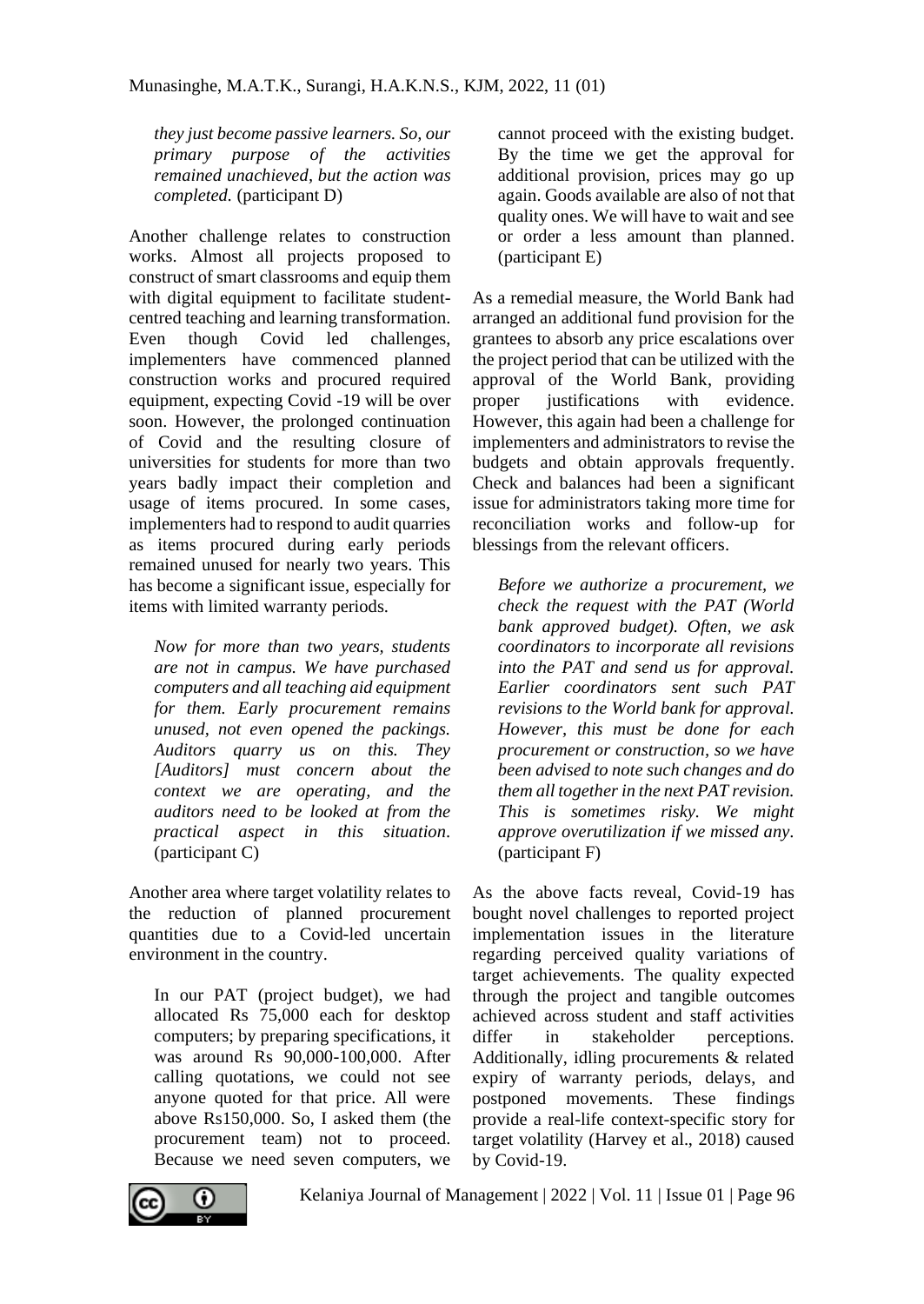*they just become passive learners. So, our primary purpose of the activities remained unachieved, but the action was completed.* (participant D)

Another challenge relates to construction works. Almost all projects proposed to construct of smart classrooms and equip them with digital equipment to facilitate student-centred teaching and learning transformation. Even though Covid led challenges, implementers have commenced planned construction works and procured required equipment, expecting Covid -19 will be over soon. However, the prolonged continuation of Covid and the resulting closure of universities for students for more than two years badly impact their completion and usage of items procured. In some cases, implementers had to respond to audit quarries as items procured during early periods remained unused for nearly two years. This has become a significant issue, especially for items with limited warranty periods.

> *Now for more than two years, students are not in campus. We have purchased computers and all teaching aid equipment for them. Early procurement remains unused, not even opened the packings. Auditors quarry us on this. They [Auditors] must concern about the context we are operating, and the auditors need to be looked at from the practical aspect in this situation.* (participant C)

Another area where target volatility relates to the reduction of planned procurement quantities due to a Covid-led uncertain environment in the country.

> In our PAT (project budget), we had allocated Rs 75,000 each for desktop computers; by preparing specifications, it was around Rs 90,000-100,000. After calling quotations, we could not see anyone quoted for that price. All were above Rs150,000. So, I asked them (the procurement team) not to proceed. Because we need seven computers, we cannot proceed with the existing budget. By the time we get the approval for additional provision, prices may go up again. Goods available are also of not that quality ones. We will have to wait and see or order a less amount than planned. (participant E)

As a remedial measure, the World Bank had arranged an additional fund provision for the grantees to absorb any price escalations over the project period that can be utilized with the approval of the World Bank, providing proper justifications with evidence. However, this again had been a challenge for implementers and administrators to revise the budgets and obtain approvals frequently. Check and balances had been a significant issue for administrators taking more time for reconciliation works and follow-up for blessings from the relevant officers.

> *Before we authorize a procurement, we check the request with the PAT (World bank approved budget). Often, we ask coordinators to incorporate all revisions into the PAT and send us for approval. Earlier coordinators sent such PAT revisions to the World bank for approval. However, this must be done for each procurement or construction, so we have been advised to note such changes and do them all together in the next PAT revision. This is sometimes risky. We might approve overutilization if we missed any.* (participant F)

As the above facts reveal, Covid-19 has bought novel challenges to reported project implementation issues in the literature regarding perceived quality variations of target achievements. The quality expected through the project and tangible outcomes achieved across student and staff activities differ in stakeholder perceptions. Additionally, idling procurements & related expiry of warranty periods, delays, and postponed movements. These findings provide a real-life context-specific story for target volatility (Harvey et al., 2018) caused by Covid-19.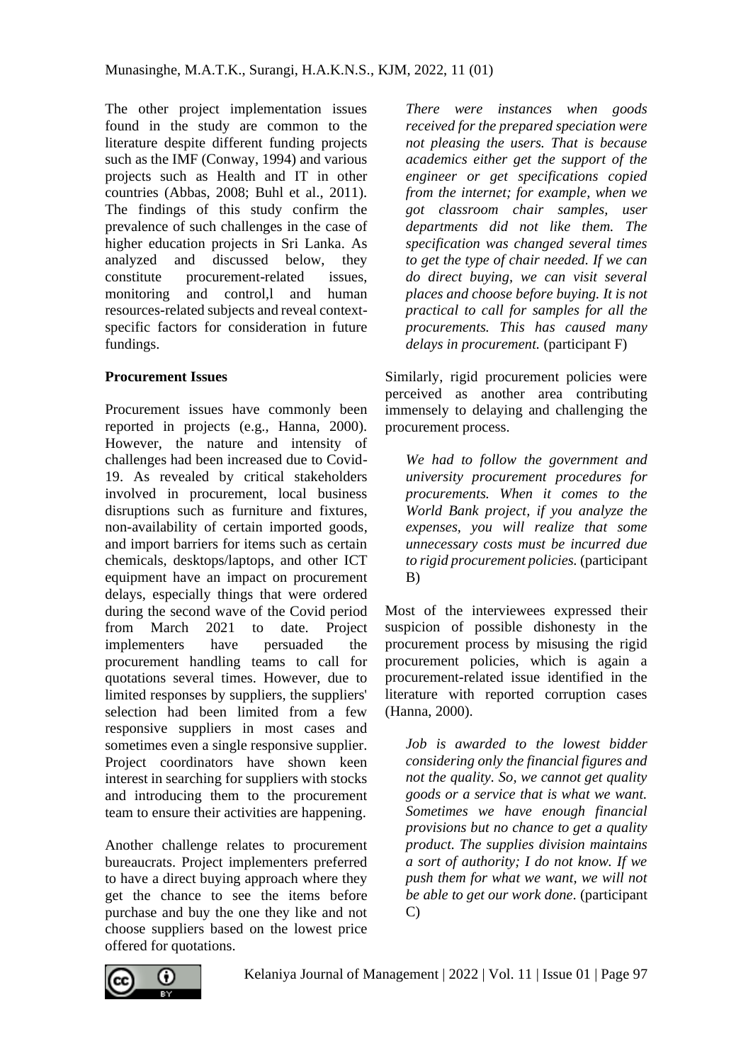The other project implementation issues found in the study are common to the literature despite different funding projects such as the IMF (Conway, 1994) and various projects such as Health and IT in other countries (Abbas, 2008; Buhl et al., 2011). The findings of this study confirm the prevalence of such challenges in the case of higher education projects in Sri Lanka. As analyzed and discussed below, they constitute procurement-related issues, monitoring and control,l and human resources-related subjects and reveal context-specific factors for consideration in future fundings.

**Procurement Issues**

Procurement issues have commonly been reported in projects (e.g., Hanna, 2000). However, the nature and intensity of challenges had been increased due to Covid-19. As revealed by critical stakeholders involved in procurement, local business disruptions such as furniture and fixtures, non-availability of certain imported goods, and import barriers for items such as certain chemicals, desktops/laptops, and other ICT equipment have an impact on procurement delays, especially things that were ordered during the second wave of the Covid period from March 2021 to date. Project implementers have persuaded the procurement handling teams to call for quotations several times. However, due to limited responses by suppliers, the suppliers' selection had been limited from a few responsive suppliers in most cases and sometimes even a single responsive supplier. Project coordinators have shown keen interest in searching for suppliers with stocks and introducing them to the procurement team to ensure their activities are happening.

Another challenge relates to procurement bureaucrats. Project implementers preferred to have a direct buying approach where they get the chance to see the items before purchase and buy the one they like and not choose suppliers based on the lowest price offered for quotations.

> *There were instances when goods received for the prepared speciation were not pleasing the users. That is because academics either get the support of the engineer or get specifications copied from the internet; for example, when we got classroom chair samples, user departments did not like them. The specification was changed several times to get the type of chair needed. If we can do direct buying, we can visit several places and choose before buying. It is not practical to call for samples for all the procurements. This has caused many delays in procurement.* (participant F)

Similarly, rigid procurement policies were perceived as another area contributing immensely to delaying and challenging the procurement process.

> *We had to follow the government and university procurement procedures for procurements. When it comes to the World Bank project, if you analyze the expenses, you will realize that some unnecessary costs must be incurred due to rigid procurement policies.* (participant B)

Most of the interviewees expressed their suspicion of possible dishonesty in the procurement process by misusing the rigid procurement policies, which is again a procurement-related issue identified in the literature with reported corruption cases (Hanna, 2000).

> *Job is awarded to the lowest bidder considering only the financial figures and not the quality. So, we cannot get quality goods or a service that is what we want. Sometimes we have enough financial provisions but no chance to get a quality product. The supplies division maintains a sort of authority; I do not know. If we push them for what we want, we will not be able to get our work done*. (participant C)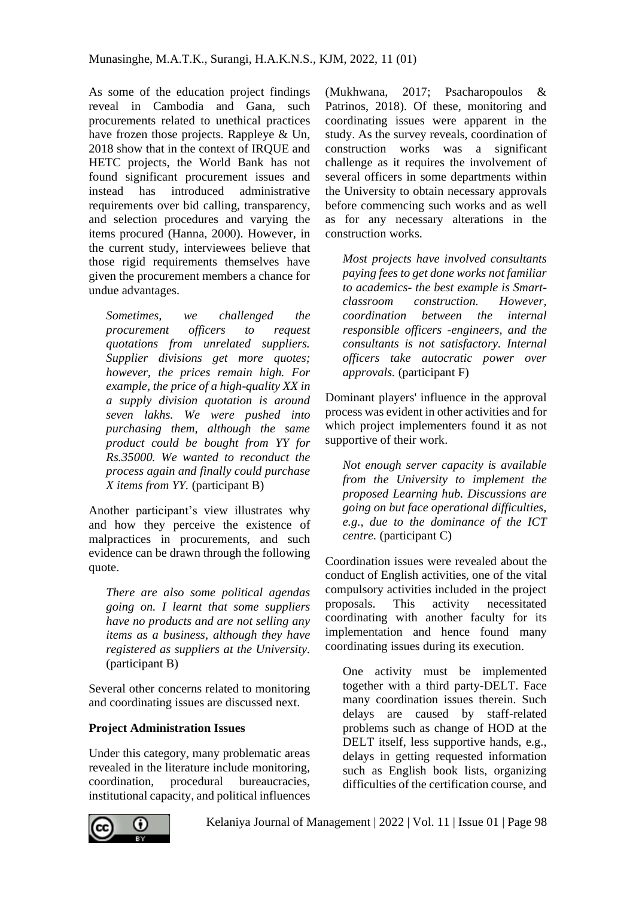As some of the education project findings reveal in Cambodia and Gana, such procurements related to unethical practices have frozen those projects. Rappleye & Un, 2018 show that in the context of IRQUE and HETC projects, the World Bank has not found significant procurement issues and instead has introduced administrative requirements over bid calling, transparency, and selection procedures and varying the items procured (Hanna, 2000). However, in the current study, interviewees believe that those rigid requirements themselves have given the procurement members a chance for undue advantages.

> *Sometimes, we challenged the procurement officers to request quotations from unrelated suppliers. Supplier divisions get more quotes; however, the prices remain high. For example, the price of a high-quality XX in a supply division quotation is around seven lakhs. We were pushed into purchasing them, although the same product could be bought from YY for Rs.35000. We wanted to reconduct the process again and finally could purchase X items from YY.* (participant B)

Another participant's view illustrates why and how they perceive the existence of malpractices in procurements, and such evidence can be drawn through the following quote.

> *There are also some political agendas going on. I learnt that some suppliers have no products and are not selling any items as a business, although they have registered as suppliers at the University.* (participant B)

Several other concerns related to monitoring and coordinating issues are discussed next.

**Project Administration Issues**

Under this category, many problematic areas revealed in the literature include monitoring, coordination, procedural bureaucracies, institutional capacity, and political influences (Mukhwana, 2017; Psacharopoulos & Patrinos, 2018). Of these, monitoring and coordinating issues were apparent in the study. As the survey reveals, coordination of construction works was a significant challenge as it requires the involvement of several officers in some departments within the University to obtain necessary approvals before commencing such works and as well as for any necessary alterations in the construction works.

> *Most projects have involved consultants paying fees to get done works not familiar to academics- the best example is Smart-classroom construction. However, coordination between the internal responsible officers -engineers, and the consultants is not satisfactory. Internal officers take autocratic power over approvals.* (participant F)

Dominant players' influence in the approval process was evident in other activities and for which project implementers found it as not supportive of their work.

> *Not enough server capacity is available from the University to implement the proposed Learning hub. Discussions are going on but face operational difficulties, e.g., due to the dominance of the ICT centre.* (participant C)

Coordination issues were revealed about the conduct of English activities, one of the vital compulsory activities included in the project proposals. This activity necessitated coordinating with another faculty for its implementation and hence found many coordinating issues during its execution.

> One activity must be implemented together with a third party-DELT. Face many coordination issues therein. Such delays are caused by staff-related problems such as change of HOD at the DELT itself, less supportive hands, e.g., delays in getting requested information such as English book lists, organizing difficulties of the certification course, and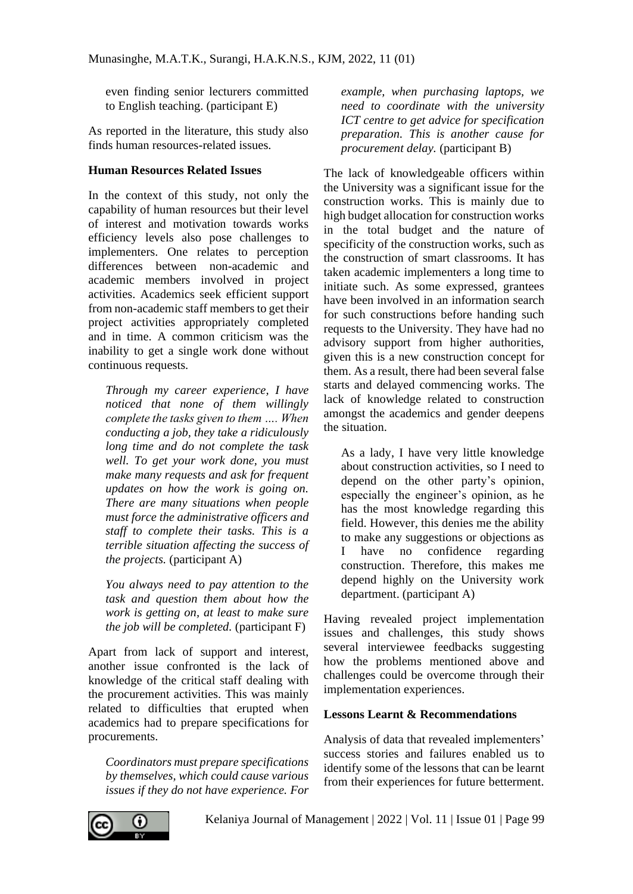even finding senior lecturers committed to English teaching. (participant E)

As reported in the literature, this study also finds human resources-related issues.

**Human Resources Related Issues**

In the context of this study, not only the capability of human resources but their level of interest and motivation towards works efficiency levels also pose challenges to implementers. One relates to perception differences between non-academic and academic members involved in project activities. Academics seek efficient support from non-academic staff members to get their project activities appropriately completed and in time. A common criticism was the inability to get a single work done without continuous requests.

> *Through my career experience, I have noticed that none of them willingly complete the tasks given to them …. When conducting a job, they take a ridiculously long time and do not complete the task well. To get your work done, you must make many requests and ask for frequent updates on how the work is going on. There are many situations when people must force the administrative officers and staff to complete their tasks. This is a terrible situation affecting the success of the projects.* (participant A)

> *You always need to pay attention to the task and question them about how the work is getting on, at least to make sure the job will be completed.* (participant F)

Apart from lack of support and interest, another issue confronted is the lack of knowledge of the critical staff dealing with the procurement activities. This was mainly related to difficulties that erupted when academics had to prepare specifications for procurements.

> *Coordinators must prepare specifications by themselves, which could cause various issues if they do not have experience. For example, when purchasing laptops, we need to coordinate with the university ICT centre to get advice for specification preparation. This is another cause for procurement delay.* (participant B)

The lack of knowledgeable officers within the University was a significant issue for the construction works. This is mainly due to high budget allocation for construction works in the total budget and the nature of specificity of the construction works, such as the construction of smart classrooms. It has taken academic implementers a long time to initiate such. As some expressed, grantees have been involved in an information search for such constructions before handing such requests to the University. They have had no advisory support from higher authorities, given this is a new construction concept for them. As a result, there had been several false starts and delayed commencing works. The lack of knowledge related to construction amongst the academics and gender deepens the situation.

> As a lady, I have very little knowledge about construction activities, so I need to depend on the other party's opinion, especially the engineer's opinion, as he has the most knowledge regarding this field. However, this denies me the ability to make any suggestions or objections as I have no confidence regarding construction. Therefore, this makes me depend highly on the University work department. (participant A)

Having revealed project implementation issues and challenges, this study shows several interviewee feedbacks suggesting how the problems mentioned above and challenges could be overcome through their implementation experiences.

**Lessons Learnt & Recommendations**

Analysis of data that revealed implementers' success stories and failures enabled us to identify some of the lessons that can be learnt from their experiences for future betterment.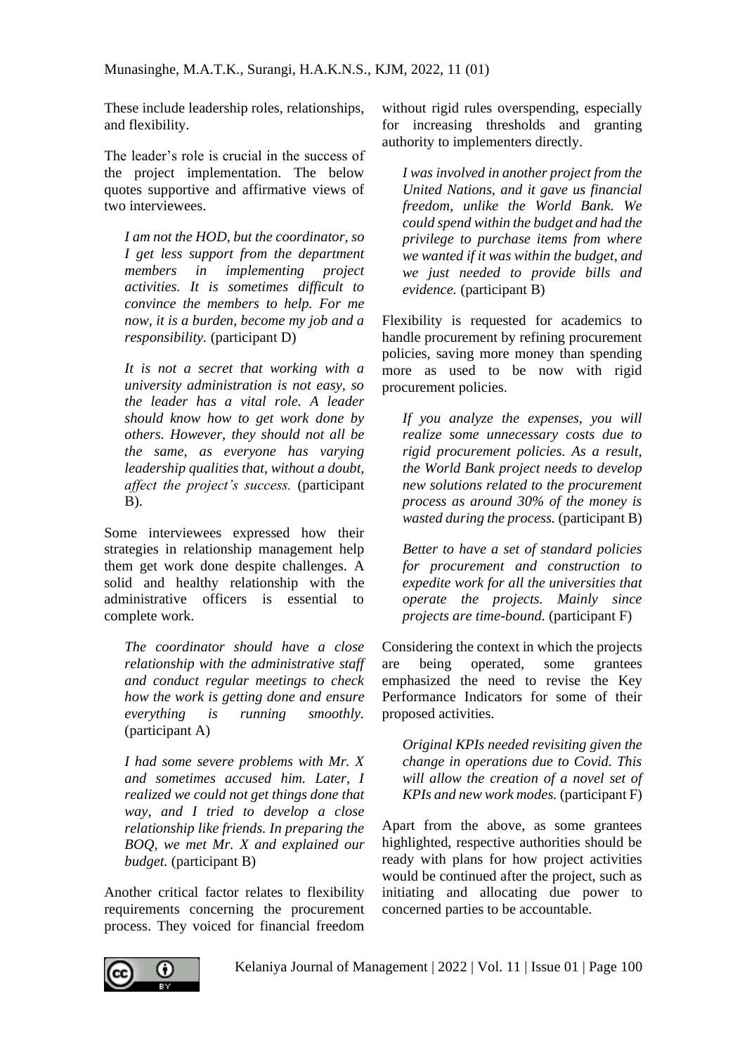These include leadership roles, relationships, and flexibility.

The leader's role is crucial in the success of the project implementation. The below quotes supportive and affirmative views of two interviewees.

> *I am not the HOD, but the coordinator, so I get less support from the department members in implementing project activities. It is sometimes difficult to convince the members to help. For me now, it is a burden, become my job and a responsibility.* (participant D)

> *It is not a secret that working with a university administration is not easy, so the leader has a vital role. A leader should know how to get work done by others. However, they should not all be the same, as everyone has varying leadership qualities that, without a doubt, affect the project's success.* (participant B).

Some interviewees expressed how their strategies in relationship management help them get work done despite challenges. A solid and healthy relationship with the administrative officers is essential to complete work.

> *The coordinator should have a close relationship with the administrative staff and conduct regular meetings to check how the work is getting done and ensure everything is running smoothly.* (participant A)

> *I had some severe problems with Mr. X and sometimes accused him. Later, I realized we could not get things done that way, and I tried to develop a close relationship like friends. In preparing the BOQ, we met Mr. X and explained our budget.* (participant B)

Another critical factor relates to flexibility requirements concerning the procurement process. They voiced for financial freedom without rigid rules overspending, especially for increasing thresholds and granting authority to implementers directly.

> *I was involved in another project from the United Nations, and it gave us financial freedom, unlike the World Bank. We could spend within the budget and had the privilege to purchase items from where we wanted if it was within the budget, and we just needed to provide bills and evidence.* (participant B)

Flexibility is requested for academics to handle procurement by refining procurement policies, saving more money than spending more as used to be now with rigid procurement policies.

> *If you analyze the expenses, you will realize some unnecessary costs due to rigid procurement policies. As a result, the World Bank project needs to develop new solutions related to the procurement process as around 30% of the money is wasted during the process.* (participant B)

> *Better to have a set of standard policies for procurement and construction to expedite work for all the universities that operate the projects. Mainly since projects are time-bound.* (participant F)

Considering the context in which the projects are being operated, some grantees emphasized the need to revise the Key Performance Indicators for some of their proposed activities.

> *Original KPIs needed revisiting given the change in operations due to Covid. This will allow the creation of a novel set of KPIs and new work modes.* (participant F)

Apart from the above, as some grantees highlighted, respective authorities should be ready with plans for how project activities would be continued after the project, such as initiating and allocating due power to concerned parties to be accountable.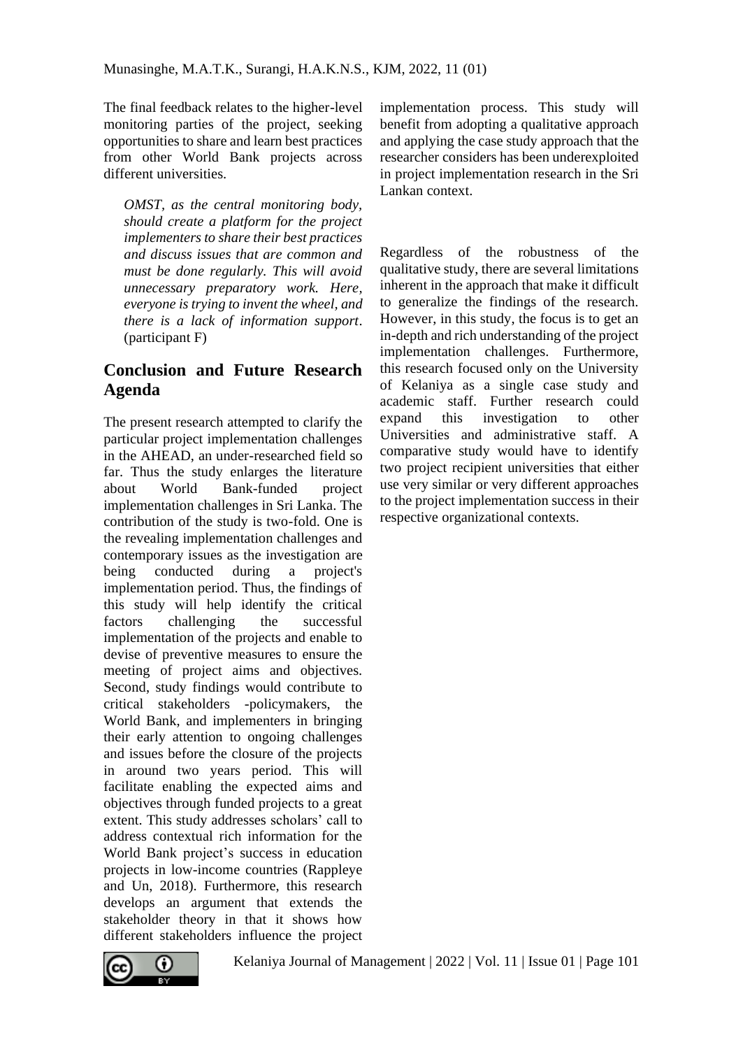The final feedback relates to the higher-level monitoring parties of the project, seeking opportunities to share and learn best practices from other World Bank projects across different universities.

> *OMST, as the central monitoring body, should create a platform for the project implementers to share their best practices and discuss issues that are common and must be done regularly. This will avoid unnecessary preparatory work. Here, everyone is trying to invent the wheel, and there is a lack of information support*. (participant F)

## Conclusion and Future Research Agenda

The present research attempted to clarify the particular project implementation challenges in the AHEAD, an under-researched field so far. Thus the study enlarges the literature about World Bank-funded project implementation challenges in Sri Lanka. The contribution of the study is two-fold. One is the revealing implementation challenges and contemporary issues as the investigation are being conducted during a project's implementation period. Thus, the findings of this study will help identify the critical factors challenging the successful implementation of the projects and enable to devise of preventive measures to ensure the meeting of project aims and objectives. Second, study findings would contribute to critical stakeholders -policymakers, the World Bank, and implementers in bringing their early attention to ongoing challenges and issues before the closure of the projects in around two years period. This will facilitate enabling the expected aims and objectives through funded projects to a great extent. This study addresses scholars' call to address contextual rich information for the World Bank project's success in education projects in low-income countries (Rappleye and Un, 2018). Furthermore, this research develops an argument that extends the stakeholder theory in that it shows how different stakeholders influence the project implementation process. This study will benefit from adopting a qualitative approach and applying the case study approach that the researcher considers has been underexploited in project implementation research in the Sri Lankan context.

Regardless of the robustness of the qualitative study, there are several limitations inherent in the approach that make it difficult to generalize the findings of the research. However, in this study, the focus is to get an in-depth and rich understanding of the project implementation challenges. Furthermore, this research focused only on the University of Kelaniya as a single case study and academic staff. Further research could expand this investigation to other Universities and administrative staff. A comparative study would have to identify two project recipient universities that either use very similar or very different approaches to the project implementation success in their respective organizational contexts.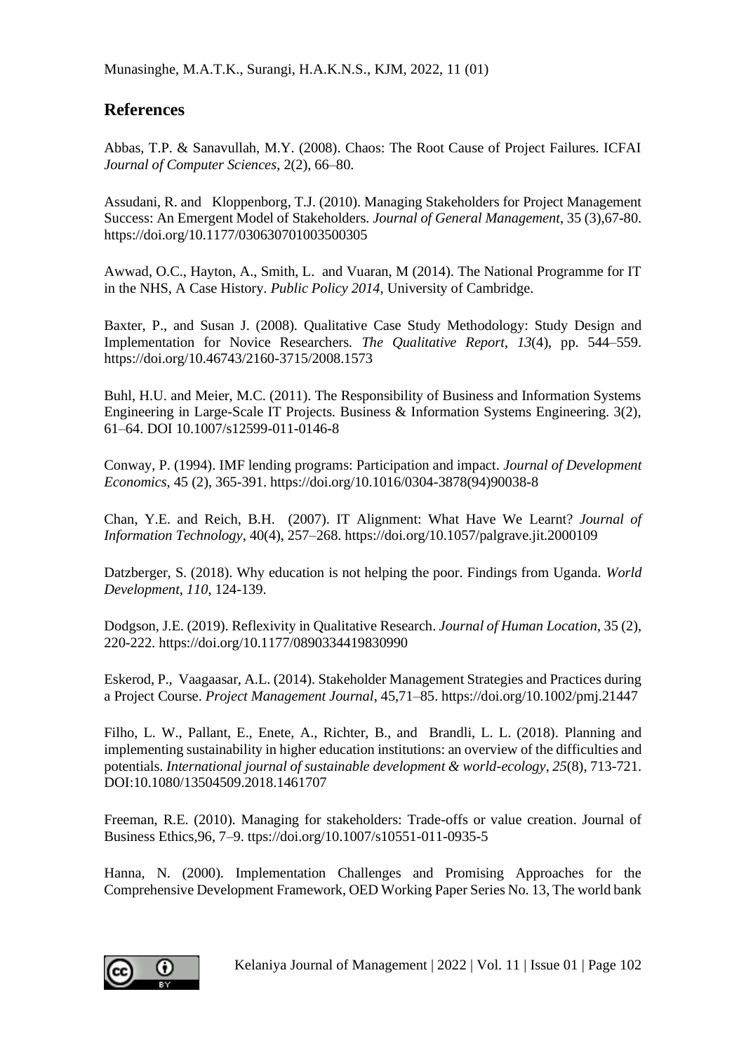## References

Abbas, T.P. & Sanavullah, M.Y. (2008). Chaos: The Root Cause of Project Failures. ICFAI *Journal of Computer Sciences*, 2(2), 66–80.

Assudani, R. and Kloppenborg, T.J. (2010). Managing Stakeholders for Project Management Success: An Emergent Model of Stakeholders. *Journal of General Management*, 35 (3),67-80. https://doi.org/10.1177/030630701003500305

Awwad, O.C., Hayton, A., Smith, L. and Vuaran, M (2014). The National Programme for IT in the NHS, A Case History. *Public Policy 2014*, University of Cambridge.

Baxter, P., and Susan J. (2008). Qualitative Case Study Methodology: Study Design and Implementation for Novice Researchers. *The Qualitative Report*, *13*(4), pp. 544–559. https://doi.org/10.46743/2160-3715/2008.1573

Buhl, H.U. and Meier, M.C. (2011). The Responsibility of Business and Information Systems Engineering in Large-Scale IT Projects. Business & Information Systems Engineering. 3(2), 61–64. DOI 10.1007/s12599-011-0146-8

Conway, P. (1994). IMF lending programs: Participation and impact. *Journal of Development Economics*, 45 (2), 365-391. https://doi.org/10.1016/0304-3878(94)90038-8

Chan, Y.E. and Reich, B.H. (2007). IT Alignment: What Have We Learnt? *Journal of Information Technology*, 40(4), 257–268. https://doi.org/10.1057/palgrave.jit.2000109

Datzberger, S. (2018). Why education is not helping the poor. Findings from Uganda. *World Development*, *110*, 124-139.

Dodgson, J.E. (2019). Reflexivity in Qualitative Research. *Journal of Human Location*, 35 (2), 220-222. https://doi.org/10.1177/0890334419830990

Eskerod, P., Vaagaasar, A.L. (2014). Stakeholder Management Strategies and Practices during a Project Course. *Project Management Journal*, 45,71–85. https://doi.org/10.1002/pmj.21447

Filho, L. W., Pallant, E., Enete, A., Richter, B., and Brandli, L. L. (2018). Planning and implementing sustainability in higher education institutions: an overview of the difficulties and potentials. *International journal of sustainable development & world-ecology*, *25*(8), 713-721. DOI:10.1080/13504509.2018.1461707

Freeman, R.E. (2010). Managing for stakeholders: Trade-offs or value creation. Journal of Business Ethics,96, 7–9. ttps://doi.org/10.1007/s10551-011-0935-5

Hanna, N. (2000). Implementation Challenges and Promising Approaches for the Comprehensive Development Framework, OED Working Paper Series No. 13, The world bank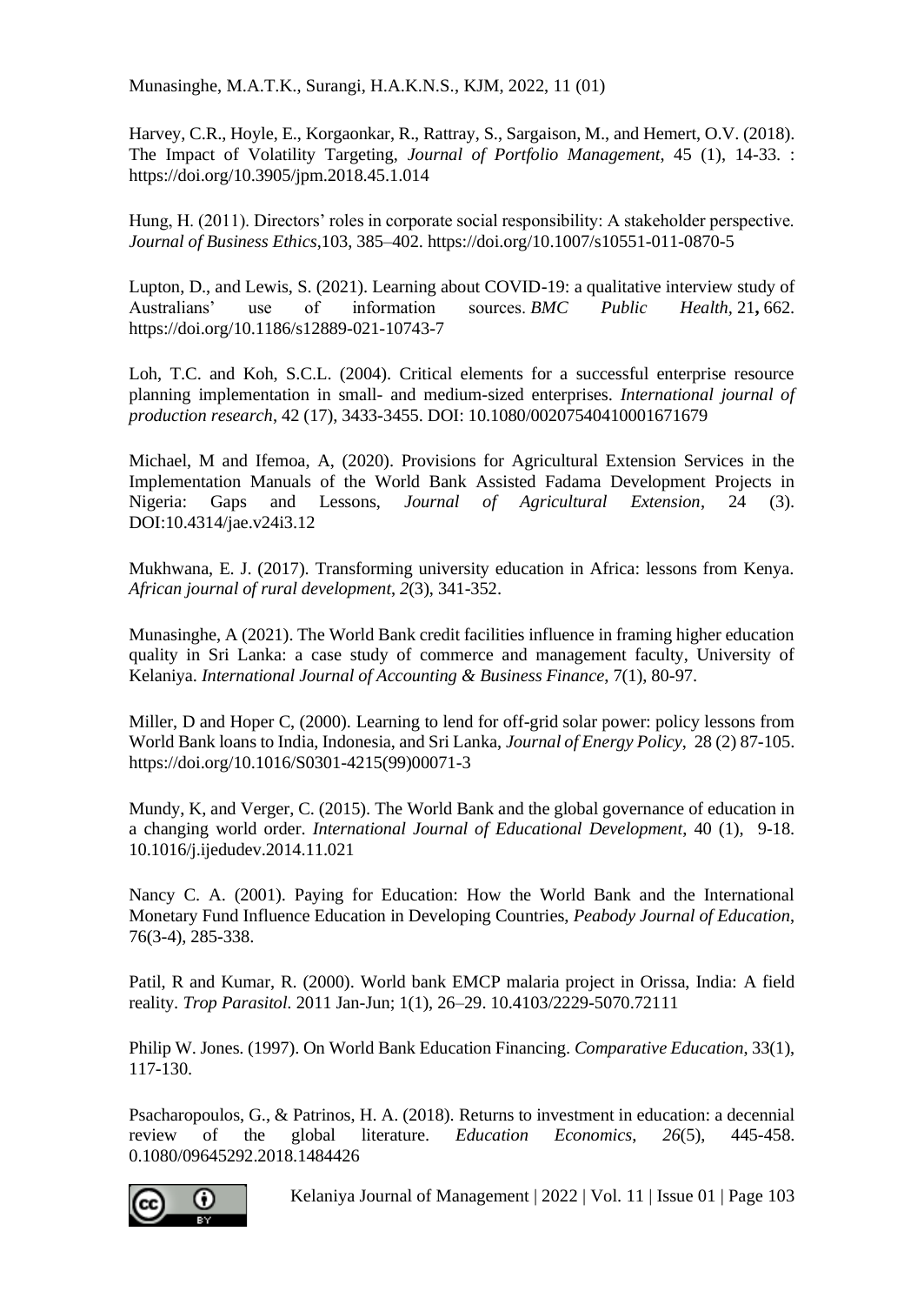Harvey, C.R., Hoyle, E., Korgaonkar, R., Rattray, S., Sargaison, M., and Hemert, O.V. (2018). The Impact of Volatility Targeting, *Journal of Portfolio Management*, 45 (1), 14-33. : https://doi.org/10.3905/jpm.2018.45.1.014

Hung, H. (2011). Directors' roles in corporate social responsibility: A stakeholder perspective. *Journal of Business Ethics*,103, 385–402. https://doi.org/10.1007/s10551-011-0870-5

Lupton, D., and Lewis, S. (2021). Learning about COVID-19: a qualitative interview study of Australians' use of information sources. *BMC Public Health*, 21**,** 662. https://doi.org/10.1186/s12889-021-10743-7

Loh, T.C. and Koh, S.C.L. (2004). Critical elements for a successful enterprise resource planning implementation in small- and medium-sized enterprises. *International journal of production research*, 42 (17), 3433-3455. DOI: 10.1080/00207540410001671679

Michael, M and Ifemoa, A, (2020). Provisions for Agricultural Extension Services in the Implementation Manuals of the World Bank Assisted Fadama Development Projects in Nigeria: Gaps and Lessons, *Journal of Agricultural Extension*, 24 (3). DOI:10.4314/jae.v24i3.12

Mukhwana, E. J. (2017). Transforming university education in Africa: lessons from Kenya. *African journal of rural development*, *2*(3), 341-352.

Munasinghe, A (2021). The World Bank credit facilities influence in framing higher education quality in Sri Lanka: a case study of commerce and management faculty, University of Kelaniya. *International Journal of Accounting & Business Finance*, 7(1), 80-97.

Miller, D and Hoper C, (2000). Learning to lend for off-grid solar power: policy lessons from World Bank loans to India, Indonesia, and Sri Lanka, *Journal of Energy Policy*, 28 (2) 87-105. https://doi.org/10.1016/S0301-4215(99)00071-3

Mundy, K, and Verger, C. (2015). The World Bank and the global governance of education in a changing world order. *International Journal of Educational Development*, 40 (1), 9-18. 10.1016/j.ijedudev.2014.11.021

Nancy C. A. (2001). Paying for Education: How the World Bank and the International Monetary Fund Influence Education in Developing Countries, *Peabody Journal of Education*, 76(3-4), 285-338.

Patil, R and Kumar, R. (2000). World bank EMCP malaria project in Orissa, India: A field reality. *Trop Parasitol.* 2011 Jan-Jun; 1(1), 26–29. 10.4103/2229-5070.72111

Philip W. Jones. (1997). On World Bank Education Financing. *Comparative Education*, 33(1), 117-130.

Psacharopoulos, G., & Patrinos, H. A. (2018). Returns to investment in education: a decennial review of the global literature. *Education Economics*, *26*(5), 445-458. 0.1080/09645292.2018.1484426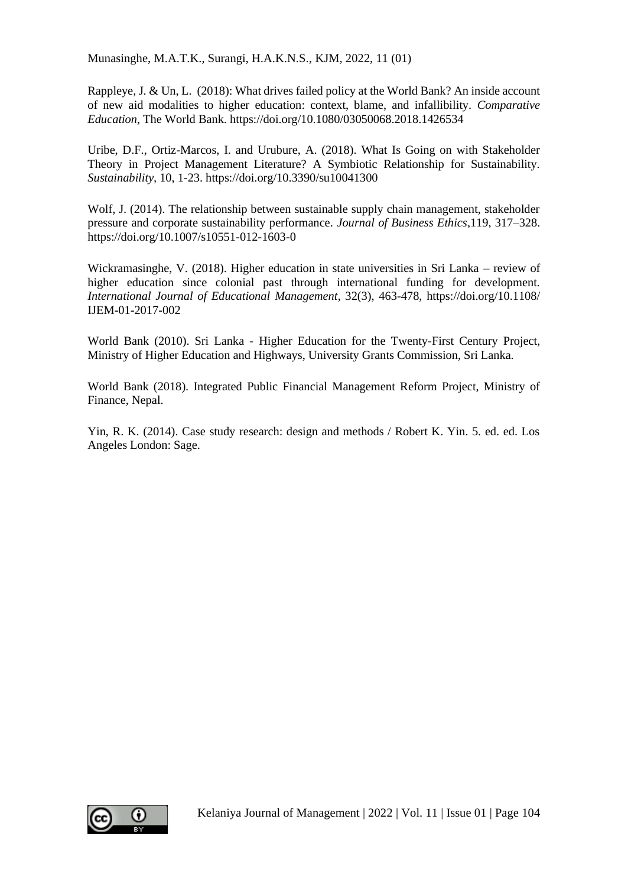Rappleye, J. & Un, L. (2018): What drives failed policy at the World Bank? An inside account of new aid modalities to higher education: context, blame, and infallibility. *Comparative Education*, The World Bank. https://doi.org/10.1080/03050068.2018.1426534

Uribe, D.F., Ortiz-Marcos, I. and Urubure, A. (2018). What Is Going on with Stakeholder Theory in Project Management Literature? A Symbiotic Relationship for Sustainability. *Sustainability*, 10, 1-23. https://doi.org/10.3390/su10041300

Wolf, J. (2014). The relationship between sustainable supply chain management, stakeholder pressure and corporate sustainability performance. *Journal of Business Ethics*,119, 317–328. https://doi.org/10.1007/s10551-012-1603-0

Wickramasinghe, V. (2018). Higher education in state universities in Sri Lanka – review of higher education since colonial past through international funding for development. *International Journal of Educational Management*, 32(3), 463-478, https://doi.org/10.1108/IJEM-01-2017-002

World Bank (2010). Sri Lanka - Higher Education for the Twenty-First Century Project, Ministry of Higher Education and Highways, University Grants Commission, Sri Lanka.

World Bank (2018). Integrated Public Financial Management Reform Project, Ministry of Finance, Nepal.

Yin, R. K. (2014). Case study research: design and methods / Robert K. Yin. 5. ed. ed. Los Angeles London: Sage.